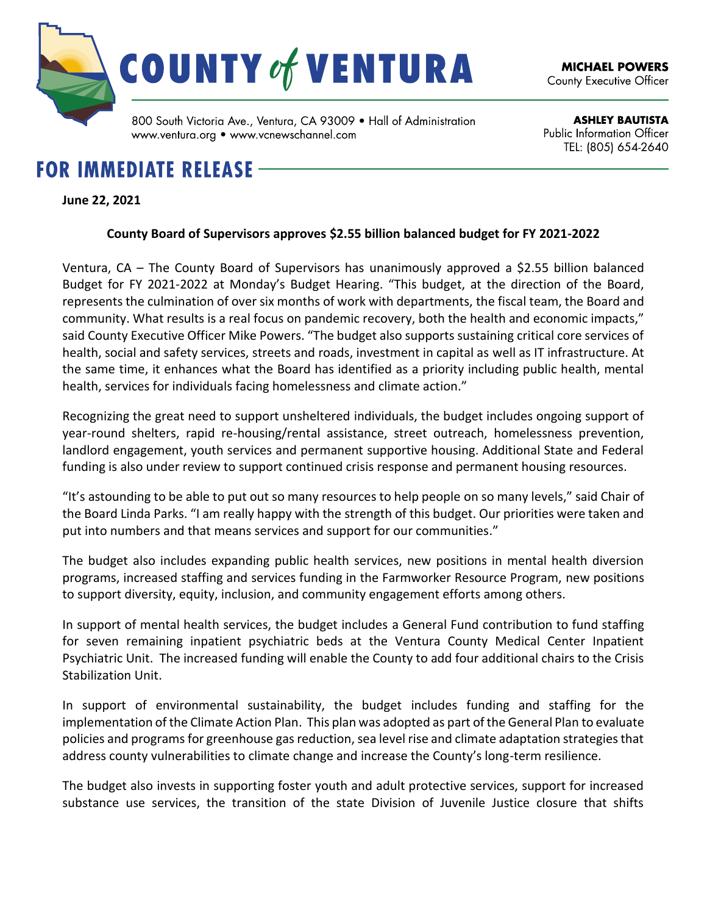# COUNTY of VENTURA

800 South Victoria Ave., Ventura, CA 93009 • Hall of Administration
www.ventura.org • www.vcnewschannel.com

**MICHAEL POWERS**
County Executive Officer

**ASHLEY BAUTISTA**
Public Information Officer
TEL: (805) 654-2640

## FOR IMMEDIATE RELEASE

**June 22, 2021**

**County Board of Supervisors approves $2.55 billion balanced budget for FY 2021-2022**

Ventura, CA – The County Board of Supervisors has unanimously approved a $2.55 billion balanced Budget for FY 2021-2022 at Monday's Budget Hearing. "This budget, at the direction of the Board, represents the culmination of over six months of work with departments, the fiscal team, the Board and community. What results is a real focus on pandemic recovery, both the health and economic impacts," said County Executive Officer Mike Powers. "The budget also supports sustaining critical core services of health, social and safety services, streets and roads, investment in capital as well as IT infrastructure. At the same time, it enhances what the Board has identified as a priority including public health, mental health, services for individuals facing homelessness and climate action."

Recognizing the great need to support unsheltered individuals, the budget includes ongoing support of year-round shelters, rapid re-housing/rental assistance, street outreach, homelessness prevention, landlord engagement, youth services and permanent supportive housing. Additional State and Federal funding is also under review to support continued crisis response and permanent housing resources.

"It's astounding to be able to put out so many resources to help people on so many levels," said Chair of the Board Linda Parks. "I am really happy with the strength of this budget. Our priorities were taken and put into numbers and that means services and support for our communities."

The budget also includes expanding public health services, new positions in mental health diversion programs, increased staffing and services funding in the Farmworker Resource Program, new positions to support diversity, equity, inclusion, and community engagement efforts among others.

In support of mental health services, the budget includes a General Fund contribution to fund staffing for seven remaining inpatient psychiatric beds at the Ventura County Medical Center Inpatient Psychiatric Unit. The increased funding will enable the County to add four additional chairs to the Crisis Stabilization Unit.

In support of environmental sustainability, the budget includes funding and staffing for the implementation of the Climate Action Plan. This plan was adopted as part of the General Plan to evaluate policies and programs for greenhouse gas reduction, sea level rise and climate adaptation strategies that address county vulnerabilities to climate change and increase the County's long-term resilience.

The budget also invests in supporting foster youth and adult protective services, support for increased substance use services, the transition of the state Division of Juvenile Justice closure that shifts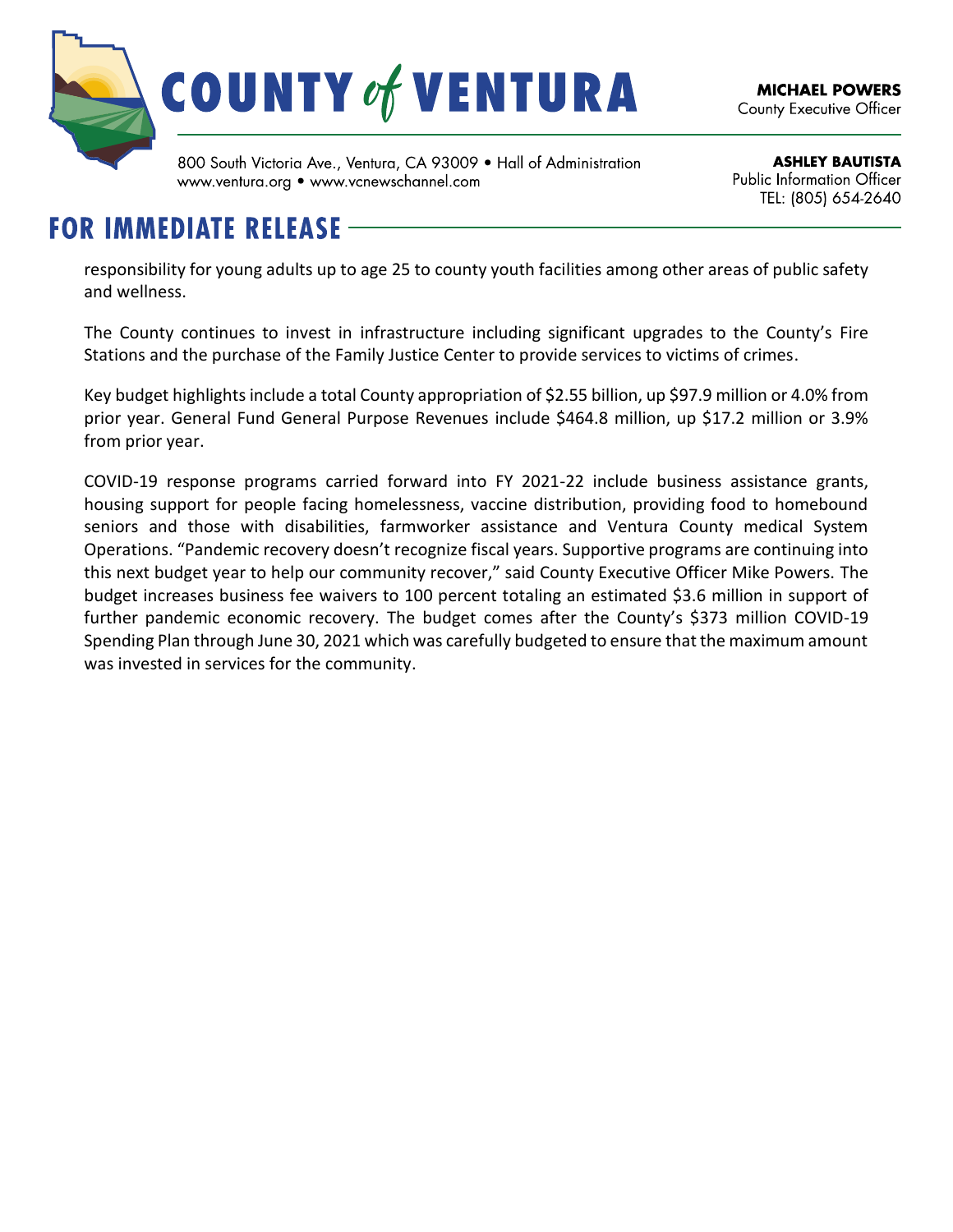responsibility for young adults up to age 25 to county youth facilities among other areas of public safety and wellness.

The County continues to invest in infrastructure including significant upgrades to the County's Fire Stations and the purchase of the Family Justice Center to provide services to victims of crimes.

Key budget highlights include a total County appropriation of $2.55 billion, up $97.9 million or 4.0% from prior year. General Fund General Purpose Revenues include $464.8 million, up $17.2 million or 3.9% from prior year.

COVID-19 response programs carried forward into FY 2021-22 include business assistance grants, housing support for people facing homelessness, vaccine distribution, providing food to homebound seniors and those with disabilities, farmworker assistance and Ventura County medical System Operations. "Pandemic recovery doesn't recognize fiscal years. Supportive programs are continuing into this next budget year to help our community recover," said County Executive Officer Mike Powers. The budget increases business fee waivers to 100 percent totaling an estimated $3.6 million in support of further pandemic economic recovery. The budget comes after the County's $373 million COVID-19 Spending Plan through June 30, 2021 which was carefully budgeted to ensure that the maximum amount was invested in services for the community.